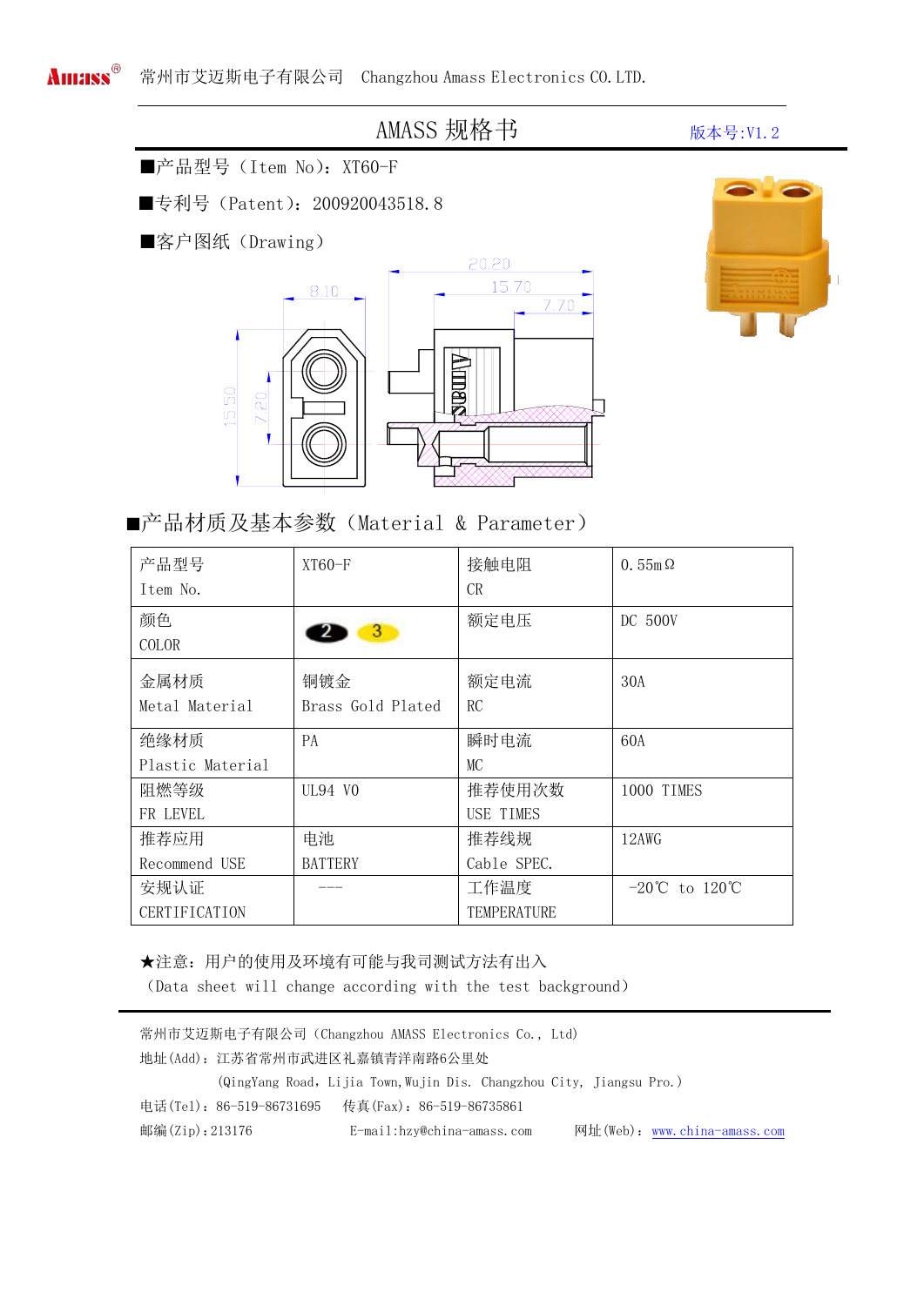常州市艾迈斯电子有限公司　Changzhou Amass Electronics CO.LTD.

# AMASS 规格书

版本号:V1.2

■产品型号（Item No）：XT60-F

■专利号（Patent）：200920043518.8

■客户图纸（Drawing）

■产品材质及基本参数（Material & Parameter）

| 产品型号 Item No. | XT60-F | 接触电阻 CR | 0.55mΩ |
|---|---|---|---|
| 颜色 COLOR | 2 3 | 额定电压 | DC 500V |
| 金属材质 Metal Material | 铜镀金 Brass Gold Plated | 额定电流 RC | 30A |
| 绝缘材质 Plastic Material | PA | 瞬时电流 MC | 60A |
| 阻燃等级 FR LEVEL | UL94 V0 | 推荐使用次数 USE TIMES | 1000 TIMES |
| 推荐应用 Recommend USE | 电池 BATTERY | 推荐线规 Cable SPEC. | 12AWG |
| 安规认证 CERTIFICATION | --- | 工作温度 TEMPERATURE | -20℃ to 120℃ |

★注意：用户的使用及环境有可能与我司测试方法有出入

（Data sheet will change according with the test background）

常州市艾迈斯电子有限公司（Changzhou AMASS Electronics Co., Ltd）

地址(Add)：江苏省常州市武进区礼嘉镇青洋南路6公里处

(QingYang Road, Lijia Town,Wujin Dis. Changzhou City, Jiangsu Pro.)

电话(Tel)：86-519-86731695　传真(Fax)：86-519-86735861

邮编(Zip):213176　E-mail:hzy@china-amass.com　网址(Web)：www.china-amass.com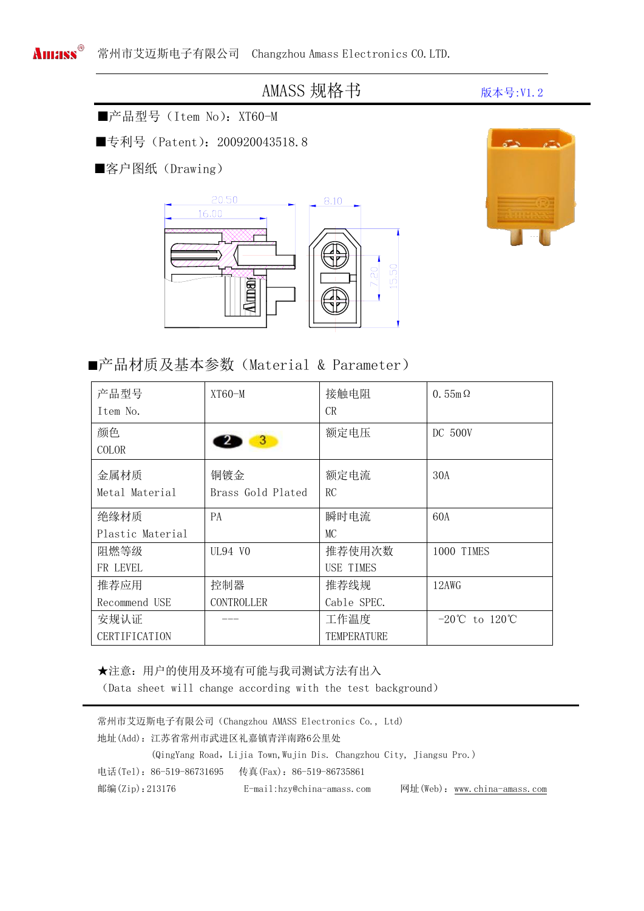常州市艾迈斯电子有限公司 Changzhou Amass Electronics CO.LTD.

# AMASS 规格书

版本号:V1.2

■产品型号（Item No）：XT60-M

■专利号（Patent）：200920043518.8

■客户图纸（Drawing）

20.50

16.00

8.10

7.20

15.50

## ■产品材质及基本参数（Material & Parameter）

| | | | |
|---|---|---|---|
| 产品型号 Item No. | XT60-M | 接触电阻 CR | 0.55mΩ |
| 颜色 COLOR | 2 3 | 额定电压 | DC 500V |
| 金属材质 Metal Material | 铜镀金 Brass Gold Plated | 额定电流 RC | 30A |
| 绝缘材质 Plastic Material | PA | 瞬时电流 MC | 60A |
| 阻燃等级 FR LEVEL | UL94 V0 | 推荐使用次数 USE TIMES | 1000 TIMES |
| 推荐应用 Recommend USE | 控制器 CONTROLLER | 推荐线规 Cable SPEC. | 12AWG |
| 安规认证 CERTIFICATION | --- | 工作温度 TEMPERATURE | -20℃ to 120℃ |

★注意：用户的使用及环境有可能与我司测试方法有出入
（Data sheet will change according with the test background）

常州市艾迈斯电子有限公司（Changzhou AMASS Electronics Co., Ltd）
地址(Add)：江苏省常州市武进区礼嘉镇青洋南路6公里处
(QingYang Road, Lijia Town, Wujin Dis. Changzhou City, Jiangsu Pro.)
电话(Tel)：86-519-86731695 传真(Fax)：86-519-86735861
邮编(Zip):213176 E-mail:hzy@china-amass.com 网址(Web)：www.china-amass.com